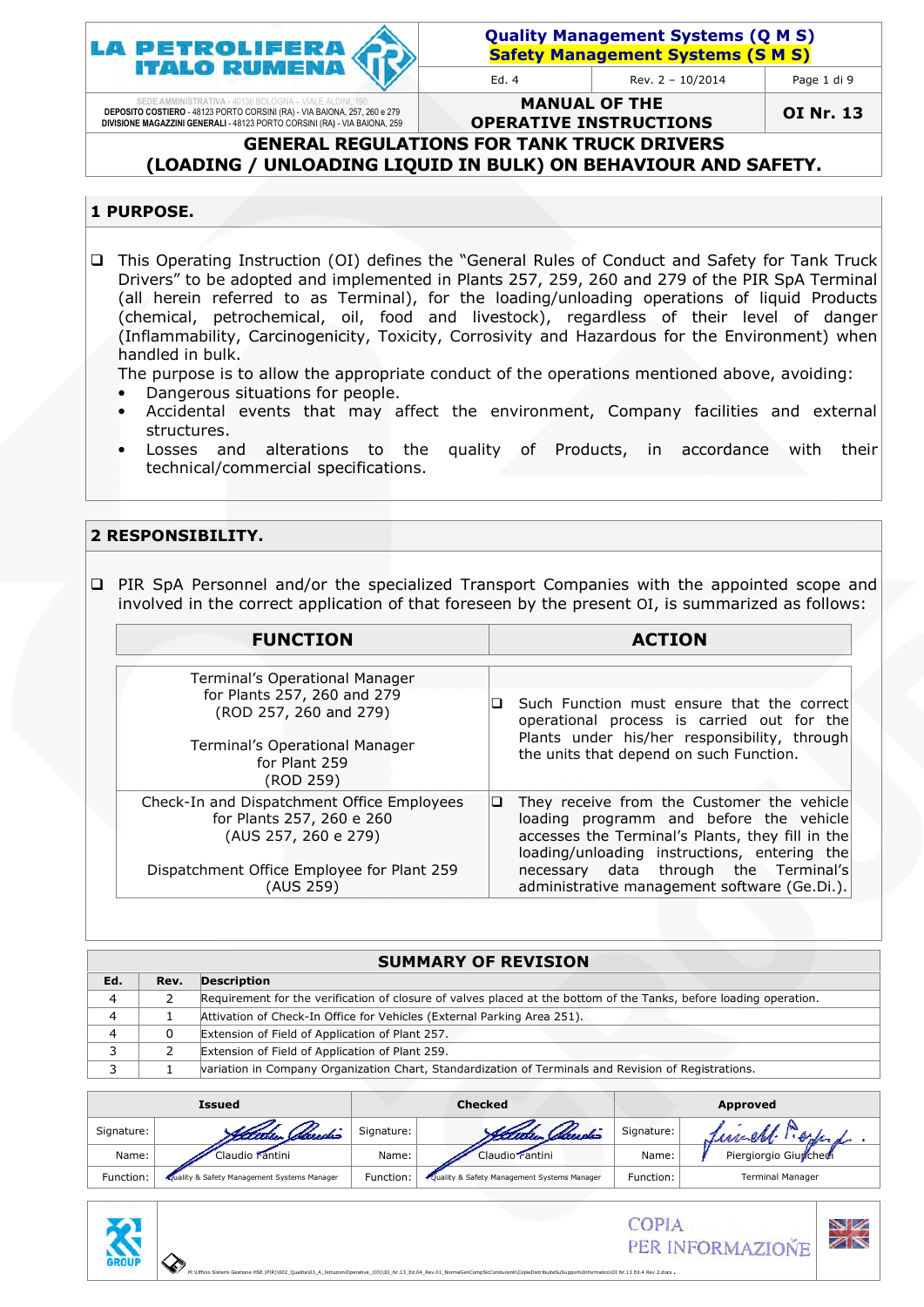**LA PETROLIFERA ITALO RUMENA**

SEDE AMMINISTRATIVA - 40136 BOLOGNA – VIALE ALDINI, 190
DEPOSITO COSTIERO - 48123 PORTO CORSINI (RA) - VIA BAIONA, 257, 260 e 279
DIVISIONE MAGAZZINI GENERALI - 48123 PORTO CORSINI (RA) - VIA BAIONA, 259

**Quality Management Systems (Q M S)**
**Safety Management Systems (S M S)**

| Ed. 4 | Rev. 2 – 10/2014 | Page 1 di 9 |
|---|---|---|

**MANUAL OF THE OPERATIVE INSTRUCTIONS** — **OI Nr. 13**

# GENERAL REGULATIONS FOR TANK TRUCK DRIVERS (LOADING / UNLOADING LIQUID IN BULK) ON BEHAVIOUR AND SAFETY.

## 1 PURPOSE.

- This Operating Instruction (OI) defines the "General Rules of Conduct and Safety for Tank Truck Drivers" to be adopted and implemented in Plants 257, 259, 260 and 279 of the PIR SpA Terminal (all herein referred to as Terminal), for the loading/unloading operations of liquid Products (chemical, petrochemical, oil, food and livestock), regardless of their level of danger (Inflammability, Carcinogenicity, Toxicity, Corrosivity and Hazardous for the Environment) when handled in bulk.
  The purpose is to allow the appropriate conduct of the operations mentioned above, avoiding:
  - Dangerous situations for people.
  - Accidental events that may affect the environment, Company facilities and external structures.
  - Losses and alterations to the quality of Products, in accordance with their technical/commercial specifications.

## 2 RESPONSIBILITY.

- PIR SpA Personnel and/or the specialized Transport Companies with the appointed scope and involved in the correct application of that foreseen by the present OI, is summarized as follows:

| FUNCTION | ACTION |
|---|---|
| Terminal's Operational Manager for Plants 257, 260 and 279 (ROD 257, 260 and 279)<br><br>Terminal's Operational Manager for Plant 259 (ROD 259) | Such Function must ensure that the correct operational process is carried out for the Plants under his/her responsibility, through the units that depend on such Function. |
| Check-In and Dispatchment Office Employees for Plants 257, 260 e 260 (AUS 257, 260 e 279)<br><br>Dispatchment Office Employee for Plant 259 (AUS 259) | They receive from the Customer the vehicle loading programm and before the vehicle accesses the Terminal's Plants, they fill in the loading/unloading instructions, entering the necessary data through the Terminal's administrative management software (Ge.Di.). |

### SUMMARY OF REVISION

| Ed. | Rev. | Description |
|---|---|---|
| 4 | 2 | Requirement for the verification of closure of valves placed at the bottom of the Tanks, before loading operation. |
| 4 | 1 | Attivation of Check-In Office for Vehicles (External Parking Area 251). |
| 4 | 0 | Extension of Field of Application of Plant 257. |
| 3 | 2 | Extension of Field of Application of Plant 259. |
| 3 | 1 | variation in Company Organization Chart, Standardization of Terminals and Revision of Registrations. |

| | Issued | | Checked | | Approved |
|---|---|---|---|---|---|
| Signature: | *(signature)* | Signature: | *(signature)* | Signature: | *(signature)* |
| Name: | Claudio Fantini | Name: | Claudio Fantini | Name: | Piergiorgio Giunchedi |
| Function: | Quality & Safety Management Systems Manager | Function: | Quality & Safety Management Systems Manager | Function: | Terminal Manager |

COPIA PER INFORMAZIONE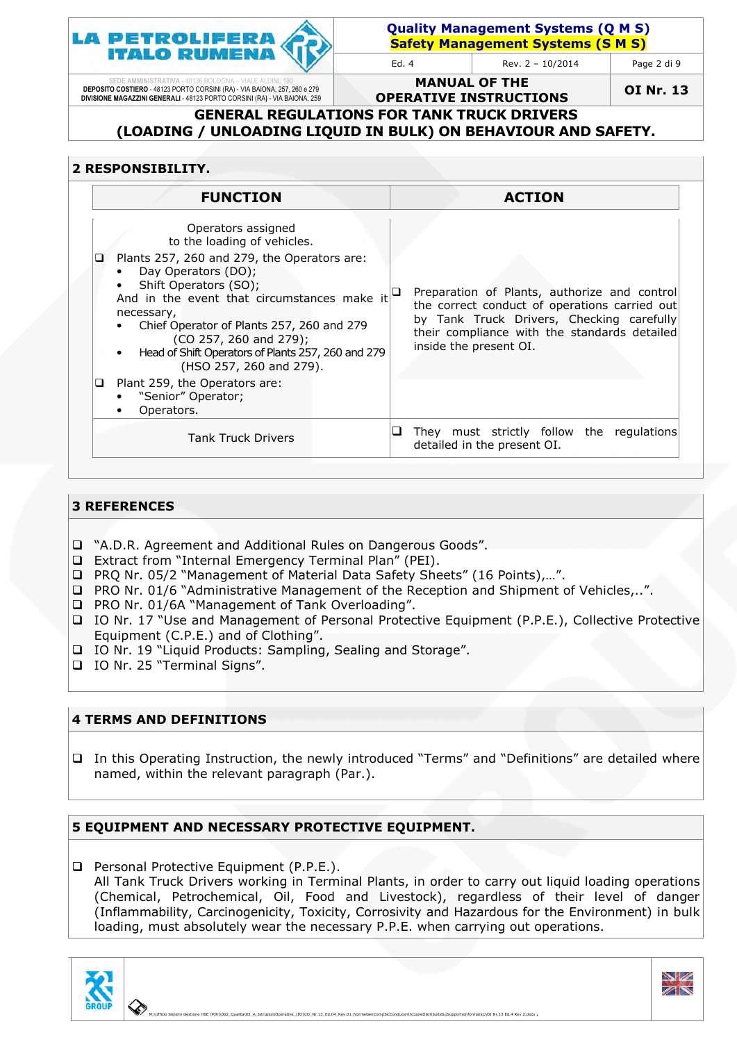## 2 RESPONSIBILITY.

| FUNCTION | ACTION |
|---|---|
| Operators assigned to the loading of vehicles.<br>❑ Plants 257, 260 and 279, the Operators are:<br>• Day Operators (DO);<br>• Shift Operators (SO);<br>And in the event that circumstances make it necessary,<br>• Chief Operator of Plants 257, 260 and 279 (CO 257, 260 and 279);<br>• Head of Shift Operators of Plants 257, 260 and 279 (HSO 257, 260 and 279).<br>❑ Plant 259, the Operators are:<br>• "Senior" Operator;<br>• Operators. | ❑ Preparation of Plants, authorize and control the correct conduct of operations carried out by Tank Truck Drivers, Checking carefully their compliance with the standards detailed inside the present OI. |
| Tank Truck Drivers | ❑ They must strictly follow the regulations detailed in the present OI. |

## 3 REFERENCES

- ❑ "A.D.R. Agreement and Additional Rules on Dangerous Goods".
- ❑ Extract from "Internal Emergency Terminal Plan" (PEI).
- ❑ PRQ Nr. 05/2 "Management of Material Data Safety Sheets" (16 Points),…".
- ❑ PRO Nr. 01/6 "Administrative Management of the Reception and Shipment of Vehicles,..".
- ❑ PRO Nr. 01/6A "Management of Tank Overloading".
- ❑ IO Nr. 17 "Use and Management of Personal Protective Equipment (P.P.E.), Collective Protective Equipment (C.P.E.) and of Clothing".
- ❑ IO Nr. 19 "Liquid Products: Sampling, Sealing and Storage".
- ❑ IO Nr. 25 "Terminal Signs".

## 4 TERMS AND DEFINITIONS

- ❑ In this Operating Instruction, the newly introduced "Terms" and "Definitions" are detailed where named, within the relevant paragraph (Par.).

## 5 EQUIPMENT AND NECESSARY PROTECTIVE EQUIPMENT.

- ❑ Personal Protective Equipment (P.P.E.).
  All Tank Truck Drivers working in Terminal Plants, in order to carry out liquid loading operations (Chemical, Petrochemical, Oil, Food and Livestock), regardless of their level of danger (Inflammability, Carcinogenicity, Toxicity, Corrosivity and Hazardous for the Environment) in bulk loading, must absolutely wear the necessary P.P.E. when carrying out operations.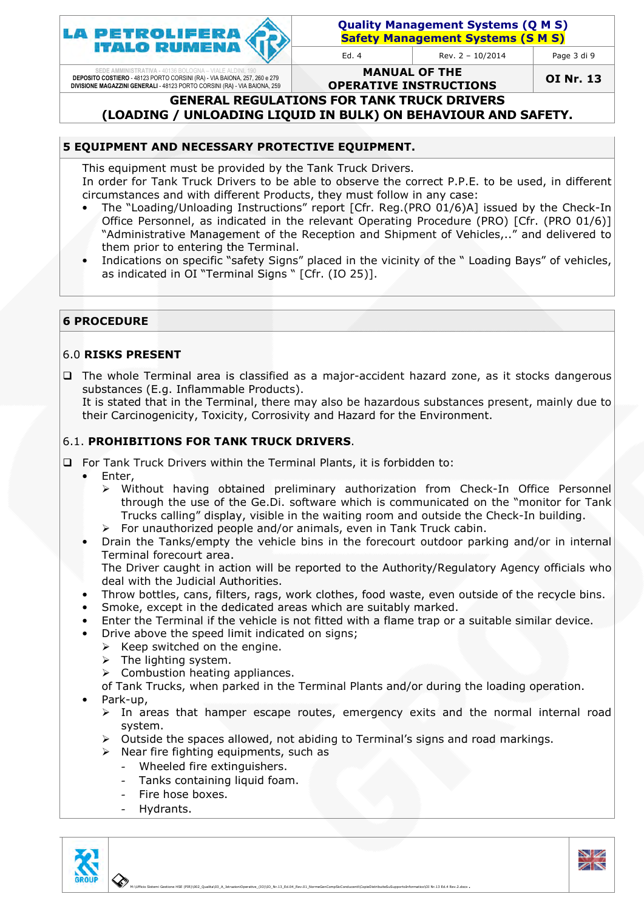## 5 EQUIPMENT AND NECESSARY PROTECTIVE EQUIPMENT.

This equipment must be provided by the Tank Truck Drivers.
In order for Tank Truck Drivers to be able to observe the correct P.P.E. to be used, in different circumstances and with different Products, they must follow in any case:

- The "Loading/Unloading Instructions" report [Cfr. Reg.(PRO 01/6)A] issued by the Check-In Office Personnel, as indicated in the relevant Operating Procedure (PRO) [Cfr. (PRO 01/6)] "Administrative Management of the Reception and Shipment of Vehicles,.." and delivered to them prior to entering the Terminal.
- Indications on specific "safety Signs" placed in the vicinity of the " Loading Bays" of vehicles, as indicated in OI "Terminal Signs " [Cfr. (IO 25)].

## 6 PROCEDURE

### 6.0 RISKS PRESENT

- ❑ The whole Terminal area is classified as a major-accident hazard zone, as it stocks dangerous substances (E.g. Inflammable Products).
  It is stated that in the Terminal, there may also be hazardous substances present, mainly due to their Carcinogenicity, Toxicity, Corrosivity and Hazard for the Environment.

### 6.1. PROHIBITIONS FOR TANK TRUCK DRIVERS.

- ❑ For Tank Truck Drivers within the Terminal Plants, it is forbidden to:
  - Enter,
    - ➢ Without having obtained preliminary authorization from Check-In Office Personnel through the use of the Ge.Di. software which is communicated on the "monitor for Tank Trucks calling" display, visible in the waiting room and outside the Check-In building.
    - ➢ For unauthorized people and/or animals, even in Tank Truck cabin.
  - Drain the Tanks/empty the vehicle bins in the forecourt outdoor parking and/or in internal Terminal forecourt area.
    The Driver caught in action will be reported to the Authority/Regulatory Agency officials who deal with the Judicial Authorities.
  - Throw bottles, cans, filters, rags, work clothes, food waste, even outside of the recycle bins.
  - Smoke, except in the dedicated areas which are suitably marked.
  - Enter the Terminal if the vehicle is not fitted with a flame trap or a suitable similar device.
  - Drive above the speed limit indicated on signs;
    - ➢ Keep switched on the engine.
    - ➢ The lighting system.
    - ➢ Combustion heating appliances.

    of Tank Trucks, when parked in the Terminal Plants and/or during the loading operation.
  - Park-up,
    - ➢ In areas that hamper escape routes, emergency exits and the normal internal road system.
    - ➢ Outside the spaces allowed, not abiding to Terminal's signs and road markings.
    - ➢ Near fire fighting equipments, such as
      - Wheeled fire extinguishers.
      - Tanks containing liquid foam.
      - Fire hose boxes.
      - Hydrants.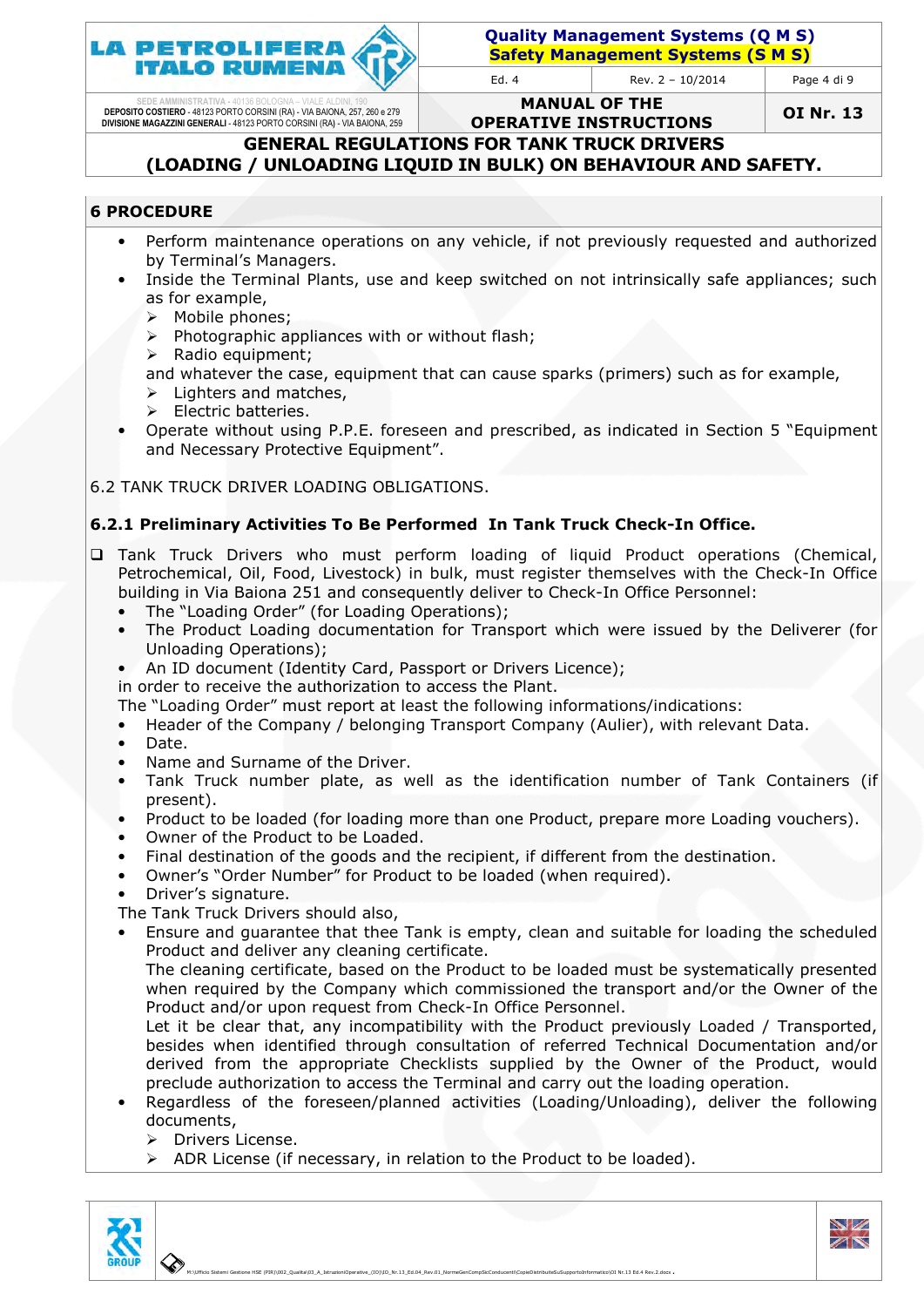## 6 PROCEDURE

- Perform maintenance operations on any vehicle, if not previously requested and authorized by Terminal's Managers.
- Inside the Terminal Plants, use and keep switched on not intrinsically safe appliances; such as for example,
  - ➢ Mobile phones;
  - ➢ Photographic appliances with or without flash;
  - ➢ Radio equipment;

  and whatever the case, equipment that can cause sparks (primers) such as for example,
  - ➢ Lighters and matches,
  - ➢ Electric batteries.
- Operate without using P.P.E. foreseen and prescribed, as indicated in Section 5 "Equipment and Necessary Protective Equipment".

6.2 TANK TRUCK DRIVER LOADING OBLIGATIONS.

### 6.2.1 Preliminary Activities To Be Performed In Tank Truck Check-In Office.

❑ Tank Truck Drivers who must perform loading of liquid Product operations (Chemical, Petrochemical, Oil, Food, Livestock) in bulk, must register themselves with the Check-In Office building in Via Baiona 251 and consequently deliver to Check-In Office Personnel:

- The "Loading Order" (for Loading Operations);
- The Product Loading documentation for Transport which were issued by the Deliverer (for Unloading Operations);
- An ID document (Identity Card, Passport or Drivers Licence);

in order to receive the authorization to access the Plant.

The "Loading Order" must report at least the following informations/indications:

- Header of the Company / belonging Transport Company (Aulier), with relevant Data.
- Date.
- Name and Surname of the Driver.
- Tank Truck number plate, as well as the identification number of Tank Containers (if present).
- Product to be loaded (for loading more than one Product, prepare more Loading vouchers).
- Owner of the Product to be Loaded.
- Final destination of the goods and the recipient, if different from the destination.
- Owner's "Order Number" for Product to be loaded (when required).
- Driver's signature.

The Tank Truck Drivers should also,

- Ensure and guarantee that thee Tank is empty, clean and suitable for loading the scheduled Product and deliver any cleaning certificate.

  The cleaning certificate, based on the Product to be loaded must be systematically presented when required by the Company which commissioned the transport and/or the Owner of the Product and/or upon request from Check-In Office Personnel.

  Let it be clear that, any incompatibility with the Product previously Loaded / Transported, besides when identified through consultation of referred Technical Documentation and/or derived from the appropriate Checklists supplied by the Owner of the Product, would preclude authorization to access the Terminal and carry out the loading operation.
- Regardless of the foreseen/planned activities (Loading/Unloading), deliver the following documents,
  - ➢ Drivers License.
  - ➢ ADR License (if necessary, in relation to the Product to be loaded).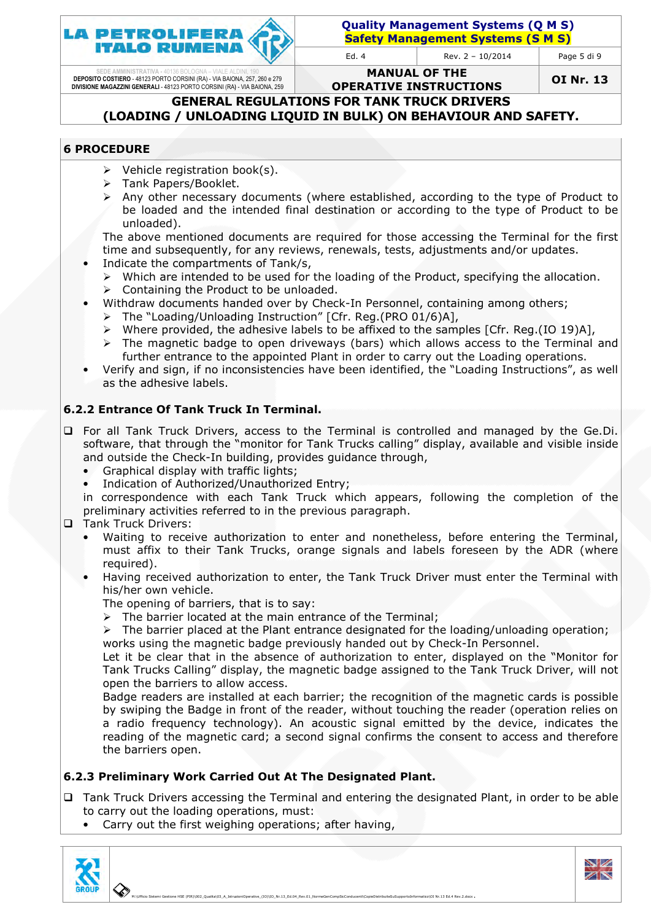## 6 PROCEDURE

- ➢ Vehicle registration book(s).
- ➢ Tank Papers/Booklet.
- ➢ Any other necessary documents (where established, according to the type of Product to be loaded and the intended final destination or according to the type of Product to be unloaded).

The above mentioned documents are required for those accessing the Terminal for the first time and subsequently, for any reviews, renewals, tests, adjustments and/or updates.

- Indicate the compartments of Tank/s,
  - ➢ Which are intended to be used for the loading of the Product, specifying the allocation.
  - ➢ Containing the Product to be unloaded.
- Withdraw documents handed over by Check-In Personnel, containing among others;
  - ➢ The "Loading/Unloading Instruction" [Cfr. Reg.(PRO 01/6)A],
  - ➢ Where provided, the adhesive labels to be affixed to the samples [Cfr. Reg.(IO 19)A],
  - ➢ The magnetic badge to open driveways (bars) which allows access to the Terminal and further entrance to the appointed Plant in order to carry out the Loading operations.
- Verify and sign, if no inconsistencies have been identified, the "Loading Instructions", as well as the adhesive labels.

### 6.2.2 Entrance Of Tank Truck In Terminal.

- ❑ For all Tank Truck Drivers, access to the Terminal is controlled and managed by the Ge.Di. software, that through the "monitor for Tank Trucks calling" display, available and visible inside and outside the Check-In building, provides guidance through,
  - Graphical display with traffic lights;
  - Indication of Authorized/Unauthorized Entry;

  in correspondence with each Tank Truck which appears, following the completion of the preliminary activities referred to in the previous paragraph.
- ❑ Tank Truck Drivers:
  - Waiting to receive authorization to enter and nonetheless, before entering the Terminal, must affix to their Tank Trucks, orange signals and labels foreseen by the ADR (where required).
  - Having received authorization to enter, the Tank Truck Driver must enter the Terminal with his/her own vehicle.

    The opening of barriers, that is to say:
    - ➢ The barrier located at the main entrance of the Terminal;
    - ➢ The barrier placed at the Plant entrance designated for the loading/unloading operation;

    works using the magnetic badge previously handed out by Check-In Personnel.

    Let it be clear that in the absence of authorization to enter, displayed on the "Monitor for Tank Trucks Calling" display, the magnetic badge assigned to the Tank Truck Driver, will not open the barriers to allow access.

    Badge readers are installed at each barrier; the recognition of the magnetic cards is possible by swiping the Badge in front of the reader, without touching the reader (operation relies on a radio frequency technology). An acoustic signal emitted by the device, indicates the reading of the magnetic card; a second signal confirms the consent to access and therefore the barriers open.

### 6.2.3 Preliminary Work Carried Out At The Designated Plant.

- ❑ Tank Truck Drivers accessing the Terminal and entering the designated Plant, in order to be able to carry out the loading operations, must:
  - Carry out the first weighing operations; after having,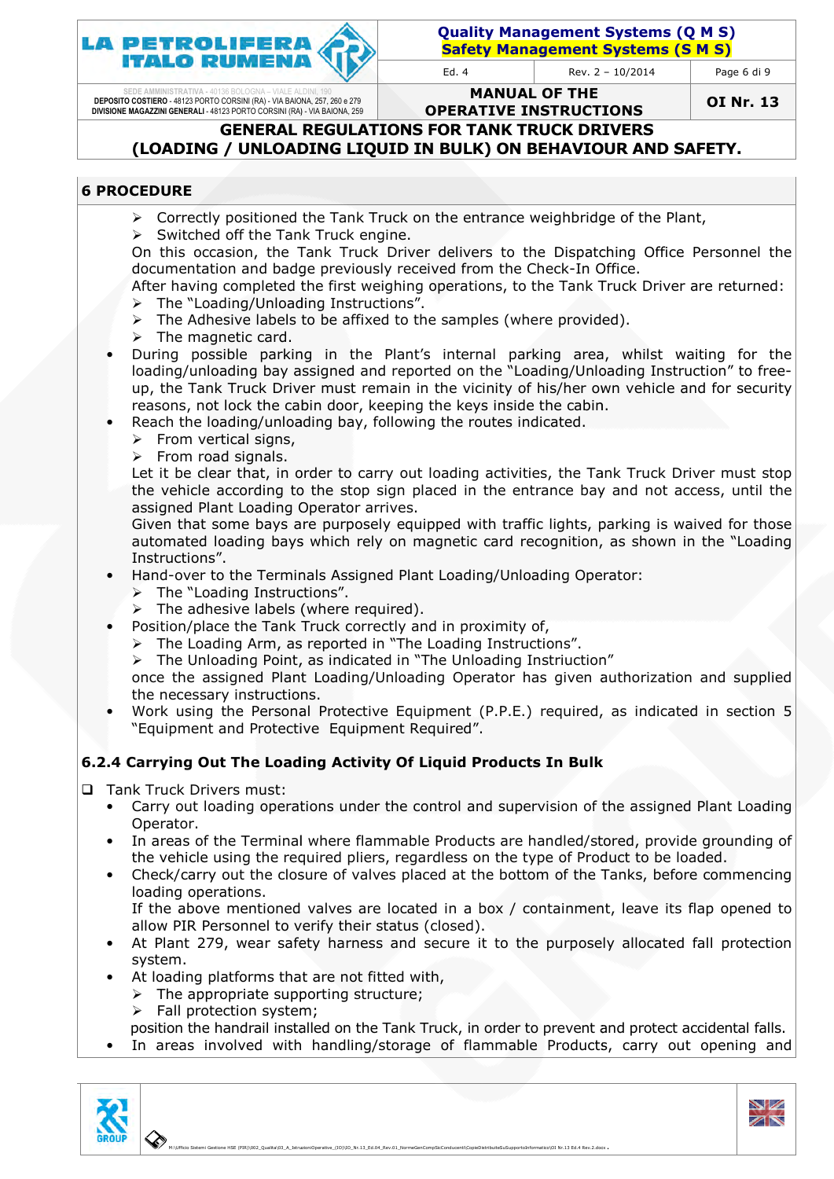## 6 PROCEDURE

- ➢ Correctly positioned the Tank Truck on the entrance weighbridge of the Plant,
- ➢ Switched off the Tank Truck engine.

On this occasion, the Tank Truck Driver delivers to the Dispatching Office Personnel the documentation and badge previously received from the Check-In Office.

After having completed the first weighing operations, to the Tank Truck Driver are returned:

- ➢ The "Loading/Unloading Instructions".
- ➢ The Adhesive labels to be affixed to the samples (where provided).
- ➢ The magnetic card.

- During possible parking in the Plant's internal parking area, whilst waiting for the loading/unloading bay assigned and reported on the "Loading/Unloading Instruction" to free-up, the Tank Truck Driver must remain in the vicinity of his/her own vehicle and for security reasons, not lock the cabin door, keeping the keys inside the cabin.
- Reach the loading/unloading bay, following the routes indicated.
  - ➢ From vertical signs,
  - ➢ From road signals.

  Let it be clear that, in order to carry out loading activities, the Tank Truck Driver must stop the vehicle according to the stop sign placed in the entrance bay and not access, until the assigned Plant Loading Operator arrives.

  Given that some bays are purposely equipped with traffic lights, parking is waived for those automated loading bays which rely on magnetic card recognition, as shown in the "Loading Instructions".
- Hand-over to the Terminals Assigned Plant Loading/Unloading Operator:
  - ➢ The "Loading Instructions".
  - ➢ The adhesive labels (where required).
- Position/place the Tank Truck correctly and in proximity of,
  - ➢ The Loading Arm, as reported in "The Loading Instructions".
  - ➢ The Unloading Point, as indicated in "The Unloading Instriuction"

  once the assigned Plant Loading/Unloading Operator has given authorization and supplied the necessary instructions.
- Work using the Personal Protective Equipment (P.P.E.) required, as indicated in section 5 "Equipment and Protective Equipment Required".

### 6.2.4 Carrying Out The Loading Activity Of Liquid Products In Bulk

❑ Tank Truck Drivers must:

- Carry out loading operations under the control and supervision of the assigned Plant Loading Operator.
- In areas of the Terminal where flammable Products are handled/stored, provide grounding of the vehicle using the required pliers, regardless on the type of Product to be loaded.
- Check/carry out the closure of valves placed at the bottom of the Tanks, before commencing loading operations.

  If the above mentioned valves are located in a box / containment, leave its flap opened to allow PIR Personnel to verify their status (closed).
- At Plant 279, wear safety harness and secure it to the purposely allocated fall protection system.
- At loading platforms that are not fitted with,
  - ➢ The appropriate supporting structure;
  - ➢ Fall protection system;

  position the handrail installed on the Tank Truck, in order to prevent and protect accidental falls.
- In areas involved with handling/storage of flammable Products, carry out opening and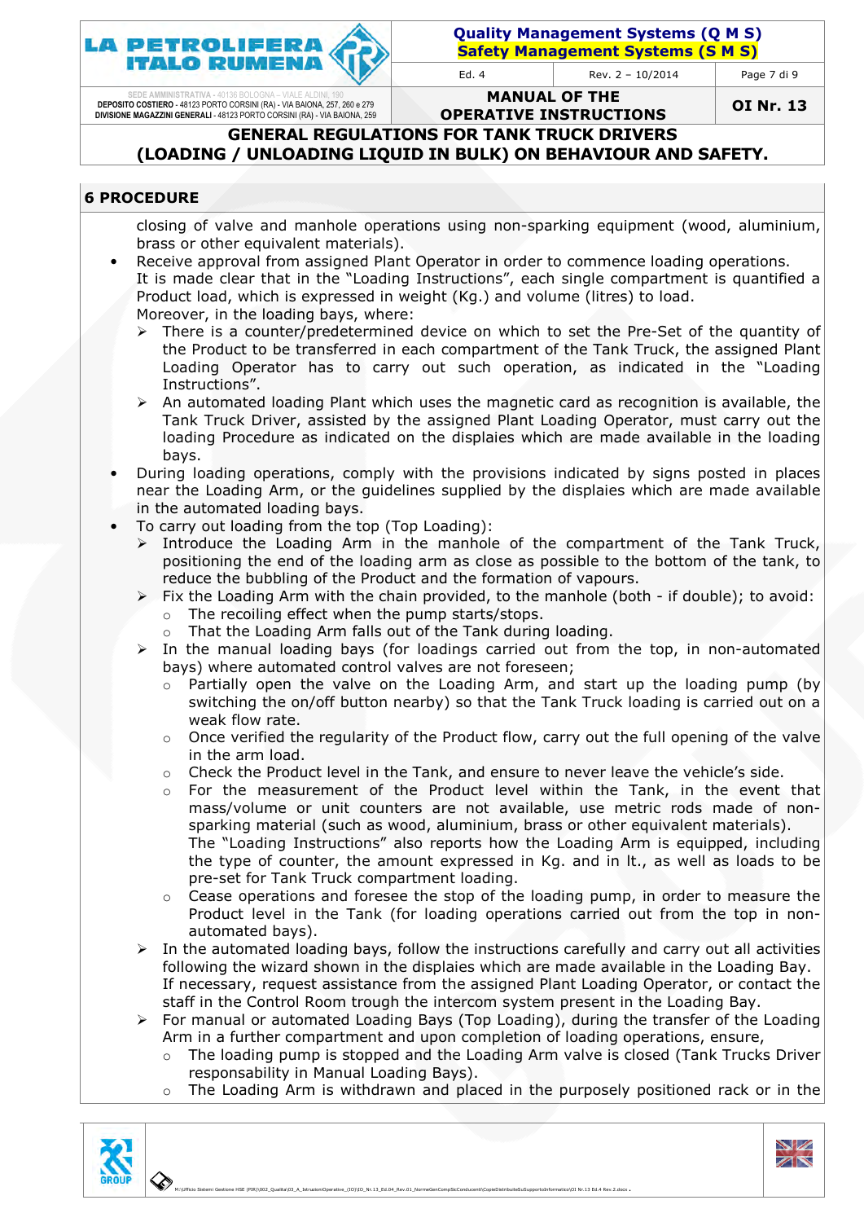## 6 PROCEDURE

closing of valve and manhole operations using non-sparking equipment (wood, aluminium, brass or other equivalent materials).

- Receive approval from assigned Plant Operator in order to commence loading operations. It is made clear that in the “Loading Instructions”, each single compartment is quantified a Product load, which is expressed in weight (Kg.) and volume (litres) to load.
  Moreover, in the loading bays, where:
  - There is a counter/predetermined device on which to set the Pre-Set of the quantity of the Product to be transferred in each compartment of the Tank Truck, the assigned Plant Loading Operator has to carry out such operation, as indicated in the “Loading Instructions”.
  - An automated loading Plant which uses the magnetic card as recognition is available, the Tank Truck Driver, assisted by the assigned Plant Loading Operator, must carry out the loading Procedure as indicated on the displaies which are made available in the loading bays.
- During loading operations, comply with the provisions indicated by signs posted in places near the Loading Arm, or the guidelines supplied by the displaies which are made available in the automated loading bays.
- To carry out loading from the top (Top Loading):
  - Introduce the Loading Arm in the manhole of the compartment of the Tank Truck, positioning the end of the loading arm as close as possible to the bottom of the tank, to reduce the bubbling of the Product and the formation of vapours.
  - Fix the Loading Arm with the chain provided, to the manhole (both - if double); to avoid:
    - The recoiling effect when the pump starts/stops.
    - That the Loading Arm falls out of the Tank during loading.
  - In the manual loading bays (for loadings carried out from the top, in non-automated bays) where automated control valves are not foreseen;
    - Partially open the valve on the Loading Arm, and start up the loading pump (by switching the on/off button nearby) so that the Tank Truck loading is carried out on a weak flow rate.
    - Once verified the regularity of the Product flow, carry out the full opening of the valve in the arm load.
    - Check the Product level in the Tank, and ensure to never leave the vehicle’s side.
    - For the measurement of the Product level within the Tank, in the event that mass/volume or unit counters are not available, use metric rods made of non-sparking material (such as wood, aluminium, brass or other equivalent materials). The “Loading Instructions” also reports how the Loading Arm is equipped, including the type of counter, the amount expressed in Kg. and in lt., as well as loads to be pre-set for Tank Truck compartment loading.
    - Cease operations and foresee the stop of the loading pump, in order to measure the Product level in the Tank (for loading operations carried out from the top in non-automated bays).
  - In the automated loading bays, follow the instructions carefully and carry out all activities following the wizard shown in the displaies which are made available in the Loading Bay. If necessary, request assistance from the assigned Plant Loading Operator, or contact the staff in the Control Room trough the intercom system present in the Loading Bay.
  - For manual or automated Loading Bays (Top Loading), during the transfer of the Loading Arm in a further compartment and upon completion of loading operations, ensure,
    - The loading pump is stopped and the Loading Arm valve is closed (Tank Trucks Driver responsability in Manual Loading Bays).
    - The Loading Arm is withdrawn and placed in the purposely positioned rack or in the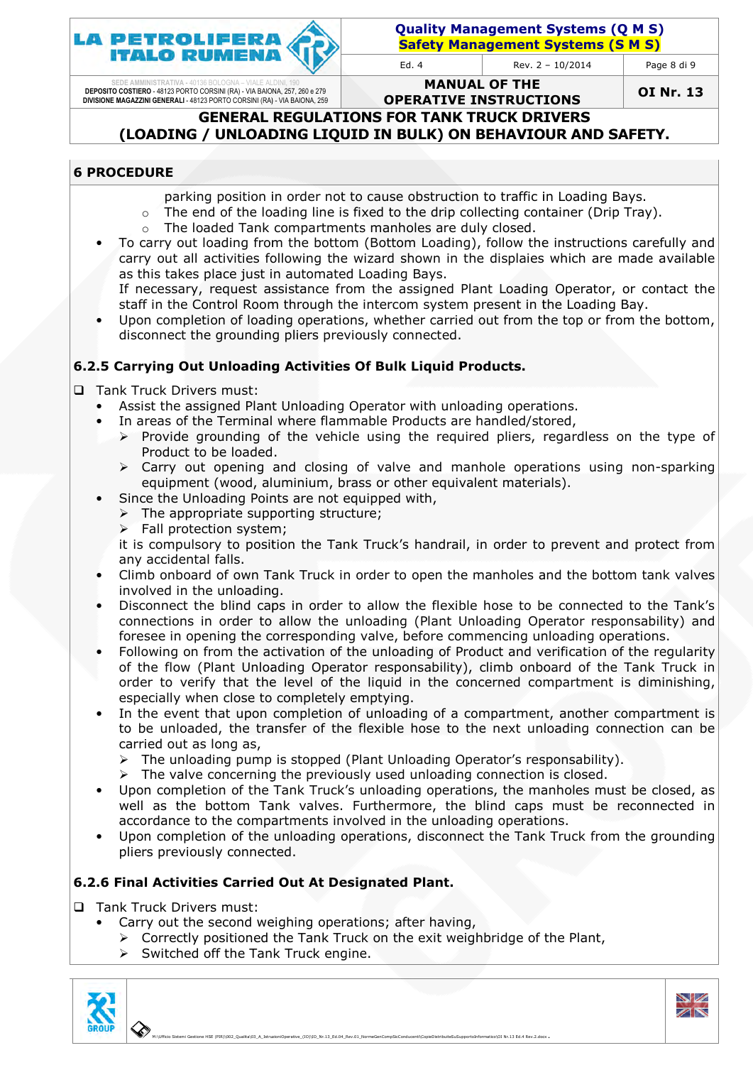## 6 PROCEDURE

  - parking position in order not to cause obstruction to traffic in Loading Bays.
  - The end of the loading line is fixed to the drip collecting container (Drip Tray).
  - The loaded Tank compartments manholes are duly closed.
- To carry out loading from the bottom (Bottom Loading), follow the instructions carefully and carry out all activities following the wizard shown in the displaies which are made available as this takes place just in automated Loading Bays.
  If necessary, request assistance from the assigned Plant Loading Operator, or contact the staff in the Control Room through the intercom system present in the Loading Bay.
- Upon completion of loading operations, whether carried out from the top or from the bottom, disconnect the grounding pliers previously connected.

### 6.2.5 Carrying Out Unloading Activities Of Bulk Liquid Products.

- Tank Truck Drivers must:
  - Assist the assigned Plant Unloading Operator with unloading operations.
  - In areas of the Terminal where flammable Products are handled/stored,
    - Provide grounding of the vehicle using the required pliers, regardless on the type of Product to be loaded.
    - Carry out opening and closing of valve and manhole operations using non-sparking equipment (wood, aluminium, brass or other equivalent materials).
  - Since the Unloading Points are not equipped with,
    - The appropriate supporting structure;
    - Fall protection system;

    it is compulsory to position the Tank Truck's handrail, in order to prevent and protect from any accidental falls.
  - Climb onboard of own Tank Truck in order to open the manholes and the bottom tank valves involved in the unloading.
  - Disconnect the blind caps in order to allow the flexible hose to be connected to the Tank's connections in order to allow the unloading (Plant Unloading Operator responsability) and foresee in opening the corresponding valve, before commencing unloading operations.
  - Following on from the activation of the unloading of Product and verification of the regularity of the flow (Plant Unloading Operator responsability), climb onboard of the Tank Truck in order to verify that the level of the liquid in the concerned compartment is diminishing, especially when close to completely emptying.
  - In the event that upon completion of unloading of a compartment, another compartment is to be unloaded, the transfer of the flexible hose to the next unloading connection can be carried out as long as,
    - The unloading pump is stopped (Plant Unloading Operator's responsability).
    - The valve concerning the previously used unloading connection is closed.
  - Upon completion of the Tank Truck's unloading operations, the manholes must be closed, as well as the bottom Tank valves. Furthermore, the blind caps must be reconnected in accordance to the compartments involved in the unloading operations.
  - Upon completion of the unloading operations, disconnect the Tank Truck from the grounding pliers previously connected.

### 6.2.6 Final Activities Carried Out At Designated Plant.

- Tank Truck Drivers must:
  - Carry out the second weighing operations; after having,
    - Correctly positioned the Tank Truck on the exit weighbridge of the Plant,
    - Switched off the Tank Truck engine.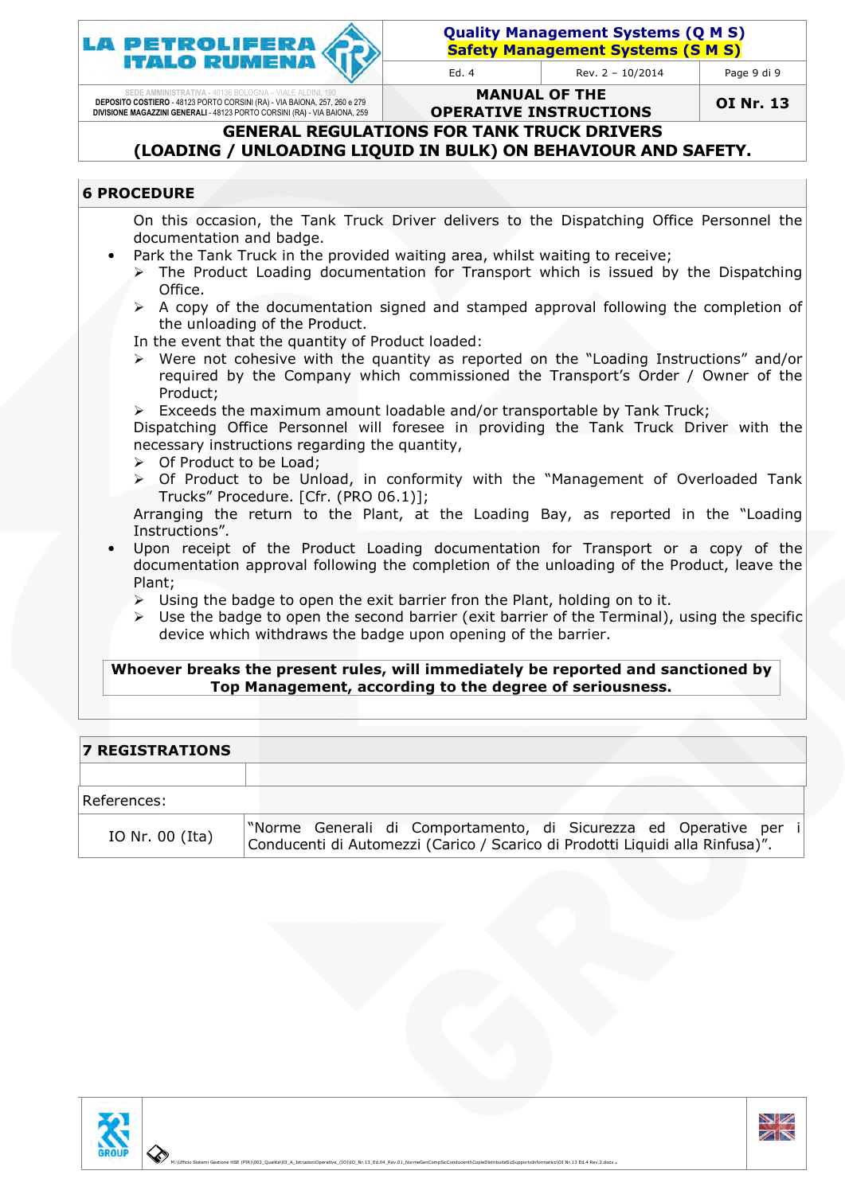## 6 PROCEDURE

On this occasion, the Tank Truck Driver delivers to the Dispatching Office Personnel the documentation and badge.

- Park the Tank Truck in the provided waiting area, whilst waiting to receive;
  - The Product Loading documentation for Transport which is issued by the Dispatching Office.
  - A copy of the documentation signed and stamped approval following the completion of the unloading of the Product.

  In the event that the quantity of Product loaded:
  - Were not cohesive with the quantity as reported on the "Loading Instructions" and/or required by the Company which commissioned the Transport's Order / Owner of the Product;
  - Exceeds the maximum amount loadable and/or transportable by Tank Truck;

  Dispatching Office Personnel will foresee in providing the Tank Truck Driver with the necessary instructions regarding the quantity,
  - Of Product to be Load;
  - Of Product to be Unload, in conformity with the "Management of Overloaded Tank Trucks" Procedure. [Cfr. (PRO 06.1)];

  Arranging the return to the Plant, at the Loading Bay, as reported in the "Loading Instructions".
- Upon receipt of the Product Loading documentation for Transport or a copy of the documentation approval following the completion of the unloading of the Product, leave the Plant;
  - Using the badge to open the exit barrier fron the Plant, holding on to it.
  - Use the badge to open the second barrier (exit barrier of the Terminal), using the specific device which withdraws the badge upon opening of the barrier.

**Whoever breaks the present rules, will immediately be reported and sanctioned by Top Management, according to the degree of seriousness.**

## 7 REGISTRATIONS

References:

| | |
|---|---|
| IO Nr. 00 (Ita) | "Norme Generali di Comportamento, di Sicurezza ed Operative per i Conducenti di Automezzi (Carico / Scarico di Prodotti Liquidi alla Rinfusa)". |